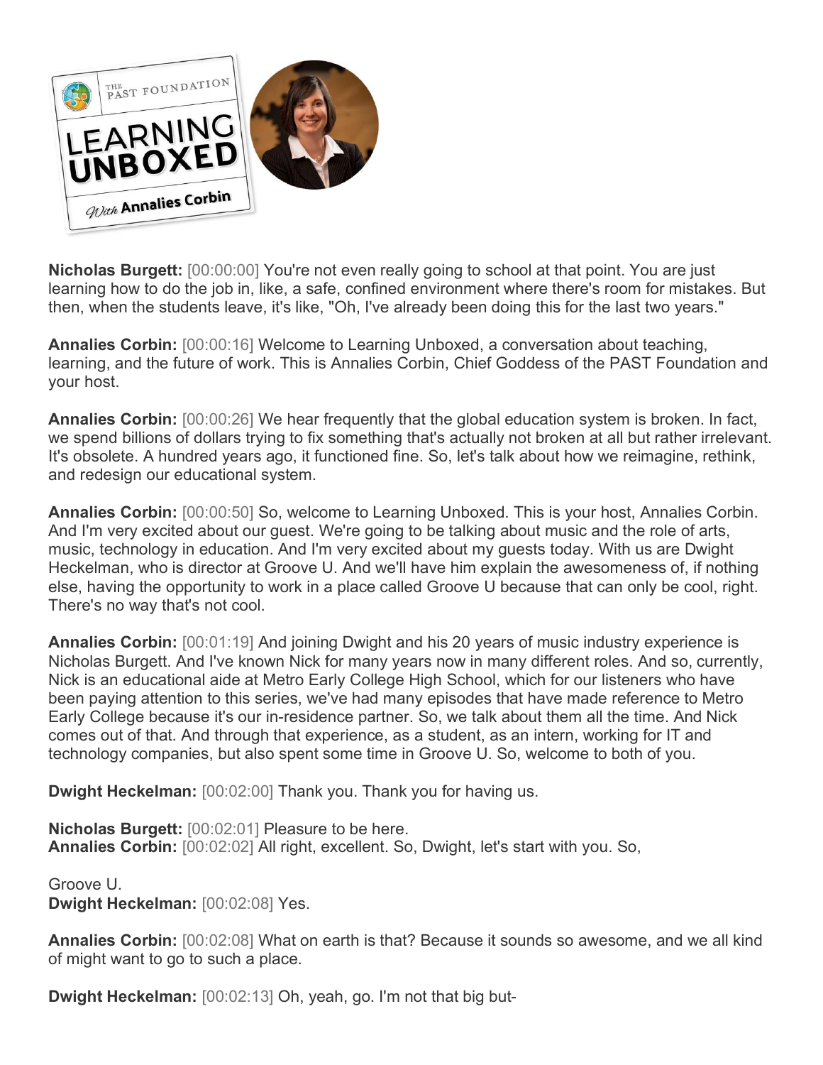**Nicholas Burgett:** [00:00:00] You're not even really going to school at that point. You are just learning how to do the job in, like, a safe, confined environment where there's room for mistakes. But then, when the students leave, it's like, "Oh, I've already been doing this for the last two years."

**Annalies Corbin:** [00:00:16] Welcome to Learning Unboxed, a conversation about teaching, learning, and the future of work. This is Annalies Corbin, Chief Goddess of the PAST Foundation and your host.

**Annalies Corbin:** [00:00:26] We hear frequently that the global education system is broken. In fact, we spend billions of dollars trying to fix something that's actually not broken at all but rather irrelevant. It's obsolete. A hundred years ago, it functioned fine. So, let's talk about how we reimagine, rethink, and redesign our educational system.

**Annalies Corbin:** [00:00:50] So, welcome to Learning Unboxed. This is your host, Annalies Corbin. And I'm very excited about our guest. We're going to be talking about music and the role of arts, music, technology in education. And I'm very excited about my guests today. With us are Dwight Heckelman, who is director at Groove U. And we'll have him explain the awesomeness of, if nothing else, having the opportunity to work in a place called Groove U because that can only be cool, right. There's no way that's not cool.

**Annalies Corbin:** [00:01:19] And joining Dwight and his 20 years of music industry experience is Nicholas Burgett. And I've known Nick for many years now in many different roles. And so, currently, Nick is an educational aide at Metro Early College High School, which for our listeners who have been paying attention to this series, we've had many episodes that have made reference to Metro Early College because it's our in-residence partner. So, we talk about them all the time. And Nick comes out of that. And through that experience, as a student, as an intern, working for IT and technology companies, but also spent some time in Groove U. So, welcome to both of you.

**Dwight Heckelman:** [00:02:00] Thank you. Thank you for having us.

**Nicholas Burgett:** [00:02:01] Pleasure to be here.

**Annalies Corbin:** [00:02:02] All right, excellent. So, Dwight, let's start with you. So, Groove U.

**Dwight Heckelman:** [00:02:08] Yes.

**Annalies Corbin:** [00:02:08] What on earth is that? Because it sounds so awesome, and we all kind of might want to go to such a place.

**Dwight Heckelman:** [00:02:13] Oh, yeah, go. I'm not that big but-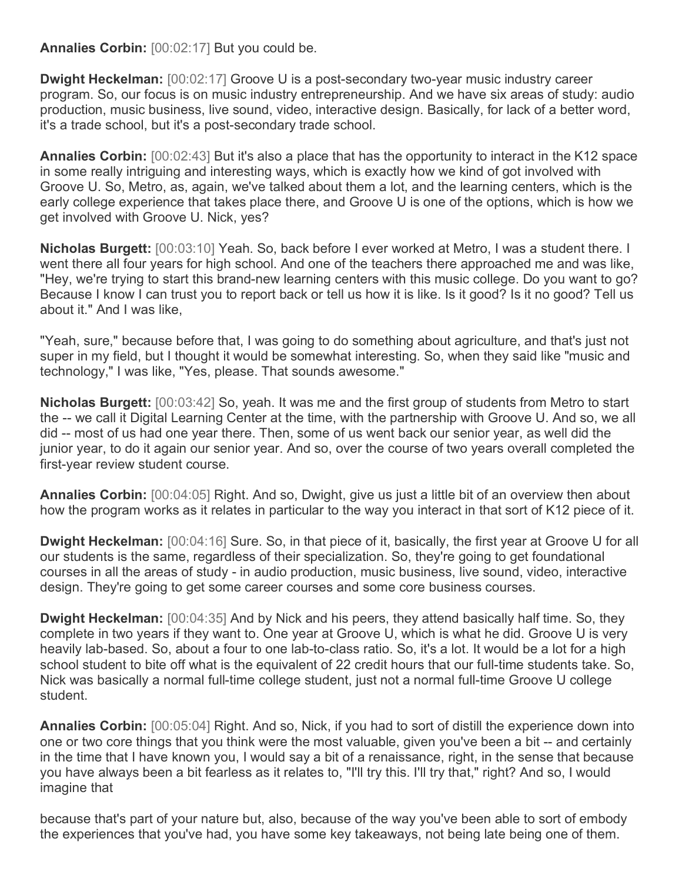**Annalies Corbin:** [00:02:17] But you could be.

**Dwight Heckelman:** [00:02:17] Groove U is a post-secondary two-year music industry career program. So, our focus is on music industry entrepreneurship. And we have six areas of study: audio production, music business, live sound, video, interactive design. Basically, for lack of a better word, it's a trade school, but it's a post-secondary trade school.

**Annalies Corbin:** [00:02:43] But it's also a place that has the opportunity to interact in the K12 space in some really intriguing and interesting ways, which is exactly how we kind of got involved with Groove U. So, Metro, as, again, we've talked about them a lot, and the learning centers, which is the early college experience that takes place there, and Groove U is one of the options, which is how we get involved with Groove U. Nick, yes?

**Nicholas Burgett:** [00:03:10] Yeah. So, back before I ever worked at Metro, I was a student there. I went there all four years for high school. And one of the teachers there approached me and was like, "Hey, we're trying to start this brand-new learning centers with this music college. Do you want to go? Because I know I can trust you to report back or tell us how it is like. Is it good? Is it no good? Tell us about it." And I was like,

"Yeah, sure," because before that, I was going to do something about agriculture, and that's just not super in my field, but I thought it would be somewhat interesting. So, when they said like "music and technology," I was like, "Yes, please. That sounds awesome."

**Nicholas Burgett:** [00:03:42] So, yeah. It was me and the first group of students from Metro to start the -- we call it Digital Learning Center at the time, with the partnership with Groove U. And so, we all did -- most of us had one year there. Then, some of us went back our senior year, as well did the junior year, to do it again our senior year. And so, over the course of two years overall completed the first-year review student course.

**Annalies Corbin:** [00:04:05] Right. And so, Dwight, give us just a little bit of an overview then about how the program works as it relates in particular to the way you interact in that sort of K12 piece of it.

**Dwight Heckelman:** [00:04:16] Sure. So, in that piece of it, basically, the first year at Groove U for all our students is the same, regardless of their specialization. So, they're going to get foundational courses in all the areas of study - in audio production, music business, live sound, video, interactive design. They're going to get some career courses and some core business courses.

**Dwight Heckelman:** [00:04:35] And by Nick and his peers, they attend basically half time. So, they complete in two years if they want to. One year at Groove U, which is what he did. Groove U is very heavily lab-based. So, about a four to one lab-to-class ratio. So, it's a lot. It would be a lot for a high school student to bite off what is the equivalent of 22 credit hours that our full-time students take. So, Nick was basically a normal full-time college student, just not a normal full-time Groove U college student.

**Annalies Corbin:** [00:05:04] Right. And so, Nick, if you had to sort of distill the experience down into one or two core things that you think were the most valuable, given you've been a bit -- and certainly in the time that I have known you, I would say a bit of a renaissance, right, in the sense that because you have always been a bit fearless as it relates to, "I'll try this. I'll try that," right? And so, I would imagine that

because that's part of your nature but, also, because of the way you've been able to sort of embody the experiences that you've had, you have some key takeaways, not being late being one of them.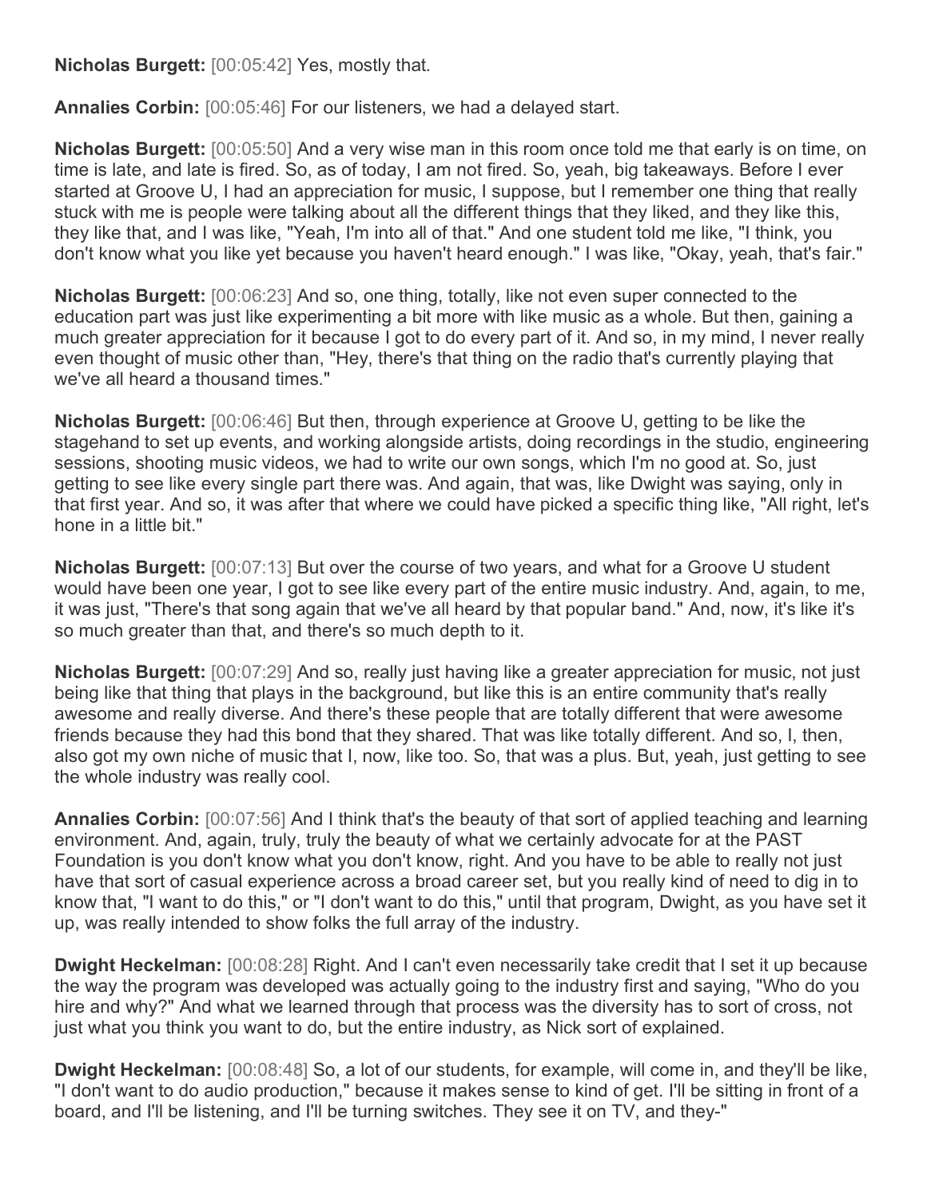**Nicholas Burgett:** [00:05:42] Yes, mostly that.

**Annalies Corbin:** [00:05:46] For our listeners, we had a delayed start.

**Nicholas Burgett:** [00:05:50] And a very wise man in this room once told me that early is on time, on time is late, and late is fired. So, as of today, I am not fired. So, yeah, big takeaways. Before I ever started at Groove U, I had an appreciation for music, I suppose, but I remember one thing that really stuck with me is people were talking about all the different things that they liked, and they like this, they like that, and I was like, "Yeah, I'm into all of that." And one student told me like, "I think, you don't know what you like yet because you haven't heard enough." I was like, "Okay, yeah, that's fair."

**Nicholas Burgett:** [00:06:23] And so, one thing, totally, like not even super connected to the education part was just like experimenting a bit more with like music as a whole. But then, gaining a much greater appreciation for it because I got to do every part of it. And so, in my mind, I never really even thought of music other than, "Hey, there's that thing on the radio that's currently playing that we've all heard a thousand times."

**Nicholas Burgett:** [00:06:46] But then, through experience at Groove U, getting to be like the stagehand to set up events, and working alongside artists, doing recordings in the studio, engineering sessions, shooting music videos, we had to write our own songs, which I'm no good at. So, just getting to see like every single part there was. And again, that was, like Dwight was saying, only in that first year. And so, it was after that where we could have picked a specific thing like, "All right, let's hone in a little bit."

**Nicholas Burgett:** [00:07:13] But over the course of two years, and what for a Groove U student would have been one year, I got to see like every part of the entire music industry. And, again, to me, it was just, "There's that song again that we've all heard by that popular band." And, now, it's like it's so much greater than that, and there's so much depth to it.

**Nicholas Burgett:** [00:07:29] And so, really just having like a greater appreciation for music, not just being like that thing that plays in the background, but like this is an entire community that's really awesome and really diverse. And there's these people that are totally different that were awesome friends because they had this bond that they shared. That was like totally different. And so, I, then, also got my own niche of music that I, now, like too. So, that was a plus. But, yeah, just getting to see the whole industry was really cool.

**Annalies Corbin:** [00:07:56] And I think that's the beauty of that sort of applied teaching and learning environment. And, again, truly, truly the beauty of what we certainly advocate for at the PAST Foundation is you don't know what you don't know, right. And you have to be able to really not just have that sort of casual experience across a broad career set, but you really kind of need to dig in to know that, "I want to do this," or "I don't want to do this," until that program, Dwight, as you have set it up, was really intended to show folks the full array of the industry.

**Dwight Heckelman:** [00:08:28] Right. And I can't even necessarily take credit that I set it up because the way the program was developed was actually going to the industry first and saying, "Who do you hire and why?" And what we learned through that process was the diversity has to sort of cross, not just what you think you want to do, but the entire industry, as Nick sort of explained.

**Dwight Heckelman:** [00:08:48] So, a lot of our students, for example, will come in, and they'll be like, "I don't want to do audio production," because it makes sense to kind of get. I'll be sitting in front of a board, and I'll be listening, and I'll be turning switches. They see it on TV, and they-"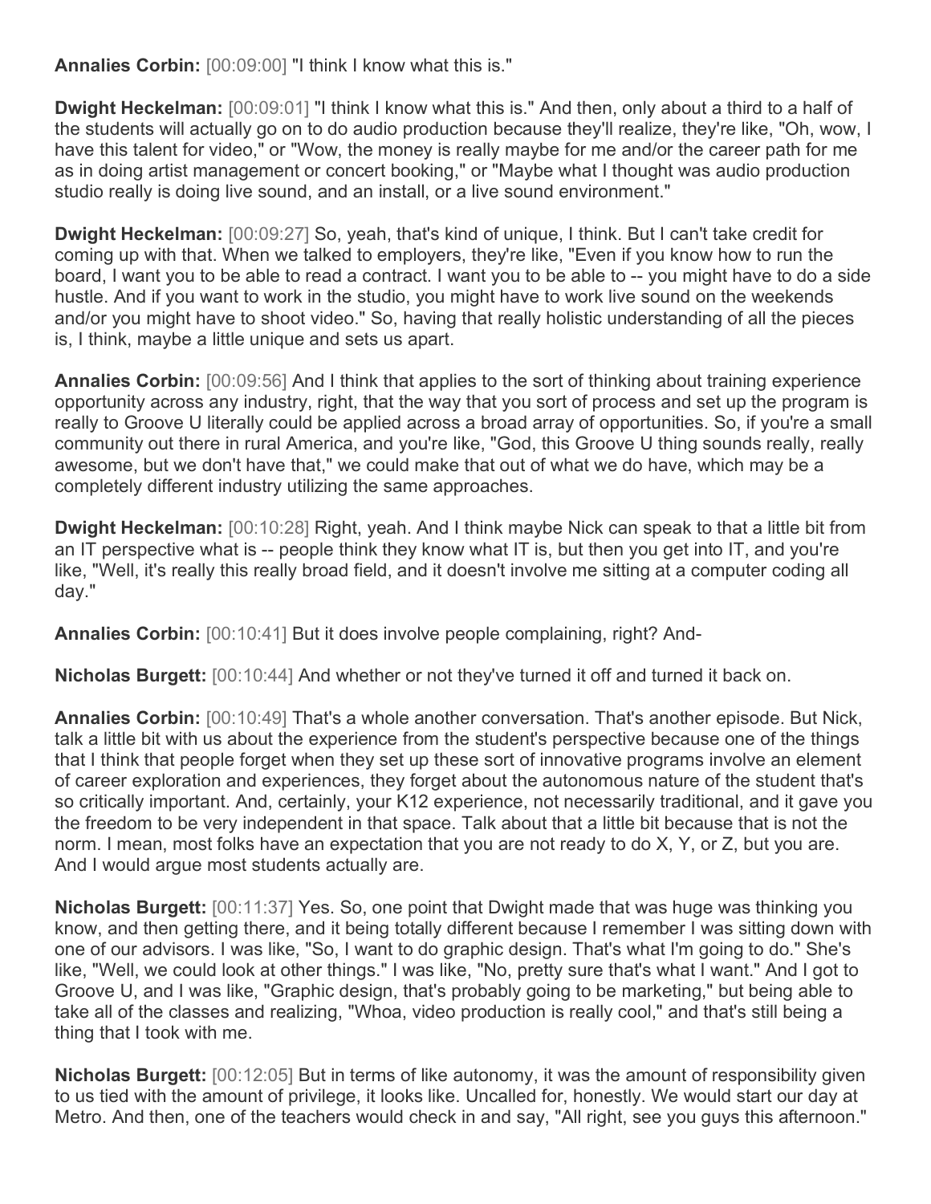**Annalies Corbin:** [00:09:00] "I think I know what this is."

**Dwight Heckelman:** [00:09:01] "I think I know what this is." And then, only about a third to a half of the students will actually go on to do audio production because they'll realize, they're like, "Oh, wow, I have this talent for video," or "Wow, the money is really maybe for me and/or the career path for me as in doing artist management or concert booking," or "Maybe what I thought was audio production studio really is doing live sound, and an install, or a live sound environment."

**Dwight Heckelman:** [00:09:27] So, yeah, that's kind of unique, I think. But I can't take credit for coming up with that. When we talked to employers, they're like, "Even if you know how to run the board, I want you to be able to read a contract. I want you to be able to -- you might have to do a side hustle. And if you want to work in the studio, you might have to work live sound on the weekends and/or you might have to shoot video." So, having that really holistic understanding of all the pieces is, I think, maybe a little unique and sets us apart.

**Annalies Corbin:** [00:09:56] And I think that applies to the sort of thinking about training experience opportunity across any industry, right, that the way that you sort of process and set up the program is really to Groove U literally could be applied across a broad array of opportunities. So, if you're a small community out there in rural America, and you're like, "God, this Groove U thing sounds really, really awesome, but we don't have that," we could make that out of what we do have, which may be a completely different industry utilizing the same approaches.

**Dwight Heckelman:** [00:10:28] Right, yeah. And I think maybe Nick can speak to that a little bit from an IT perspective what is -- people think they know what IT is, but then you get into IT, and you're like, "Well, it's really this really broad field, and it doesn't involve me sitting at a computer coding all day."

**Annalies Corbin:** [00:10:41] But it does involve people complaining, right? And-

**Nicholas Burgett:** [00:10:44] And whether or not they've turned it off and turned it back on.

**Annalies Corbin:** [00:10:49] That's a whole another conversation. That's another episode. But Nick, talk a little bit with us about the experience from the student's perspective because one of the things that I think that people forget when they set up these sort of innovative programs involve an element of career exploration and experiences, they forget about the autonomous nature of the student that's so critically important. And, certainly, your K12 experience, not necessarily traditional, and it gave you the freedom to be very independent in that space. Talk about that a little bit because that is not the norm. I mean, most folks have an expectation that you are not ready to do X, Y, or Z, but you are. And I would argue most students actually are.

**Nicholas Burgett:** [00:11:37] Yes. So, one point that Dwight made that was huge was thinking you know, and then getting there, and it being totally different because I remember I was sitting down with one of our advisors. I was like, "So, I want to do graphic design. That's what I'm going to do." She's like, "Well, we could look at other things." I was like, "No, pretty sure that's what I want." And I got to Groove U, and I was like, "Graphic design, that's probably going to be marketing," but being able to take all of the classes and realizing, "Whoa, video production is really cool," and that's still being a thing that I took with me.

**Nicholas Burgett:** [00:12:05] But in terms of like autonomy, it was the amount of responsibility given to us tied with the amount of privilege, it looks like. Uncalled for, honestly. We would start our day at Metro. And then, one of the teachers would check in and say, "All right, see you guys this afternoon."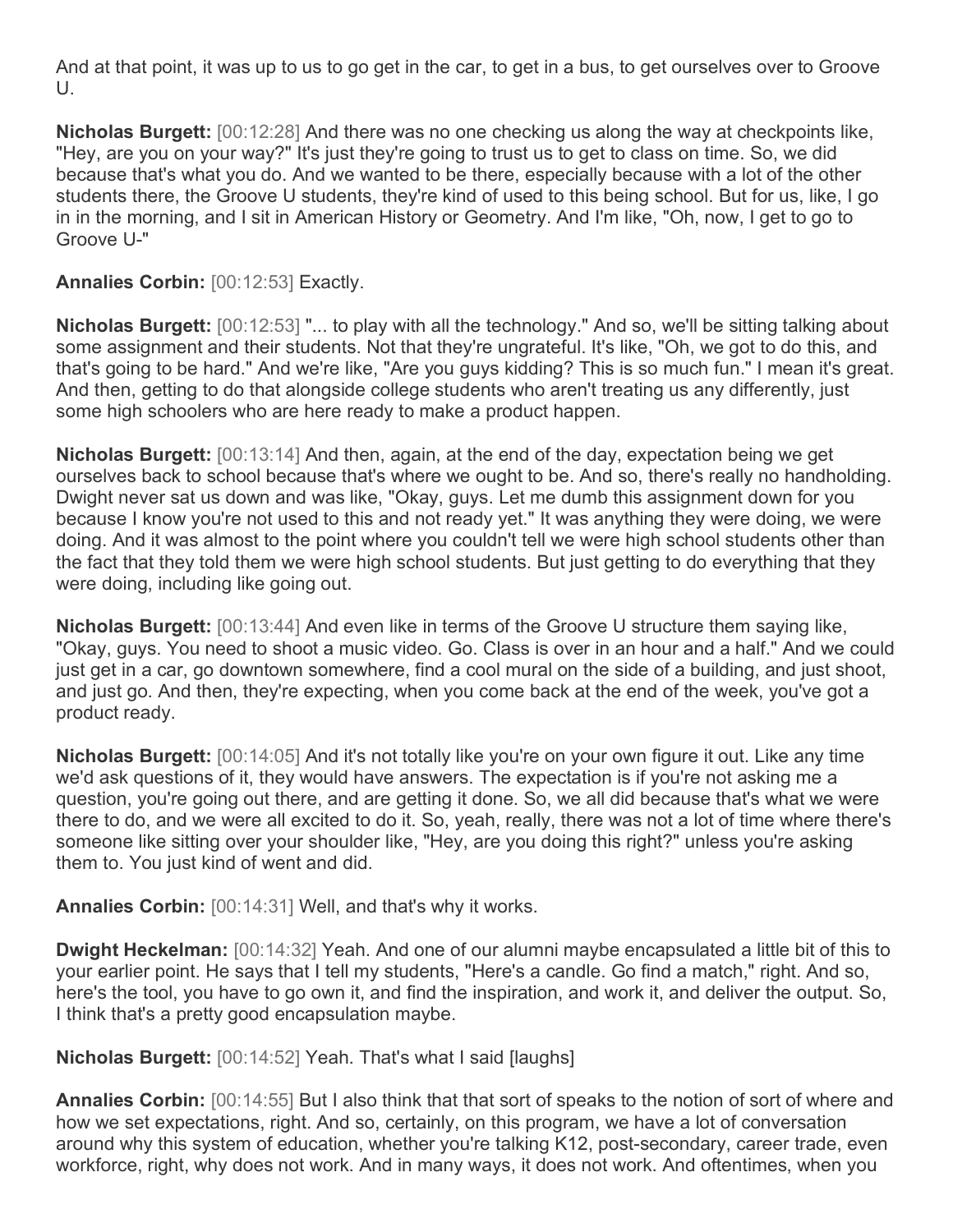And at that point, it was up to us to go get in the car, to get in a bus, to get ourselves over to Groove U.

**Nicholas Burgett:** [00:12:28] And there was no one checking us along the way at checkpoints like, "Hey, are you on your way?" It's just they're going to trust us to get to class on time. So, we did because that's what you do. And we wanted to be there, especially because with a lot of the other students there, the Groove U students, they're kind of used to this being school. But for us, like, I go in in the morning, and I sit in American History or Geometry. And I'm like, "Oh, now, I get to go to Groove U-"

**Annalies Corbin:** [00:12:53] Exactly.

**Nicholas Burgett:** [00:12:53] "... to play with all the technology." And so, we'll be sitting talking about some assignment and their students. Not that they're ungrateful. It's like, "Oh, we got to do this, and that's going to be hard." And we're like, "Are you guys kidding? This is so much fun." I mean it's great. And then, getting to do that alongside college students who aren't treating us any differently, just some high schoolers who are here ready to make a product happen.

**Nicholas Burgett:** [00:13:14] And then, again, at the end of the day, expectation being we get ourselves back to school because that's where we ought to be. And so, there's really no handholding. Dwight never sat us down and was like, "Okay, guys. Let me dumb this assignment down for you because I know you're not used to this and not ready yet." It was anything they were doing, we were doing. And it was almost to the point where you couldn't tell we were high school students other than the fact that they told them we were high school students. But just getting to do everything that they were doing, including like going out.

**Nicholas Burgett:** [00:13:44] And even like in terms of the Groove U structure them saying like, "Okay, guys. You need to shoot a music video. Go. Class is over in an hour and a half." And we could just get in a car, go downtown somewhere, find a cool mural on the side of a building, and just shoot, and just go. And then, they're expecting, when you come back at the end of the week, you've got a product ready.

**Nicholas Burgett:** [00:14:05] And it's not totally like you're on your own figure it out. Like any time we'd ask questions of it, they would have answers. The expectation is if you're not asking me a question, you're going out there, and are getting it done. So, we all did because that's what we were there to do, and we were all excited to do it. So, yeah, really, there was not a lot of time where there's someone like sitting over your shoulder like, "Hey, are you doing this right?" unless you're asking them to. You just kind of went and did.

**Annalies Corbin:** [00:14:31] Well, and that's why it works.

**Dwight Heckelman:** [00:14:32] Yeah. And one of our alumni maybe encapsulated a little bit of this to your earlier point. He says that I tell my students, "Here's a candle. Go find a match," right. And so, here's the tool, you have to go own it, and find the inspiration, and work it, and deliver the output. So, I think that's a pretty good encapsulation maybe.

**Nicholas Burgett:** [00:14:52] Yeah. That's what I said [laughs]

**Annalies Corbin:** [00:14:55] But I also think that that sort of speaks to the notion of sort of where and how we set expectations, right. And so, certainly, on this program, we have a lot of conversation around why this system of education, whether you're talking K12, post-secondary, career trade, even workforce, right, why does not work. And in many ways, it does not work. And oftentimes, when you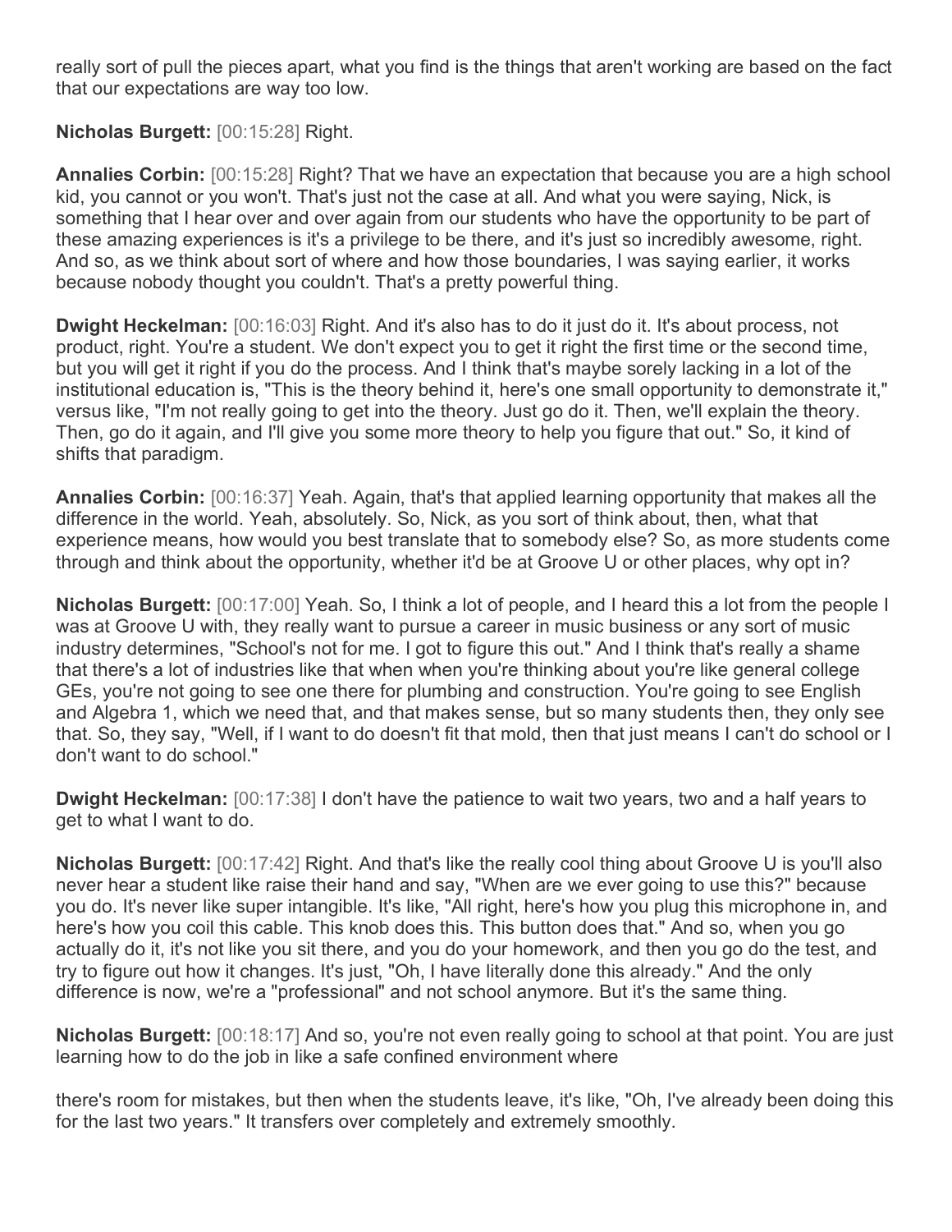really sort of pull the pieces apart, what you find is the things that aren't working are based on the fact that our expectations are way too low.

**Nicholas Burgett:** [00:15:28] Right.

**Annalies Corbin:** [00:15:28] Right? That we have an expectation that because you are a high school kid, you cannot or you won't. That's just not the case at all. And what you were saying, Nick, is something that I hear over and over again from our students who have the opportunity to be part of these amazing experiences is it's a privilege to be there, and it's just so incredibly awesome, right. And so, as we think about sort of where and how those boundaries, I was saying earlier, it works because nobody thought you couldn't. That's a pretty powerful thing.

**Dwight Heckelman:** [00:16:03] Right. And it's also has to do it just do it. It's about process, not product, right. You're a student. We don't expect you to get it right the first time or the second time, but you will get it right if you do the process. And I think that's maybe sorely lacking in a lot of the institutional education is, "This is the theory behind it, here's one small opportunity to demonstrate it," versus like, "I'm not really going to get into the theory. Just go do it. Then, we'll explain the theory. Then, go do it again, and I'll give you some more theory to help you figure that out." So, it kind of shifts that paradigm.

**Annalies Corbin:** [00:16:37] Yeah. Again, that's that applied learning opportunity that makes all the difference in the world. Yeah, absolutely. So, Nick, as you sort of think about, then, what that experience means, how would you best translate that to somebody else? So, as more students come through and think about the opportunity, whether it'd be at Groove U or other places, why opt in?

**Nicholas Burgett:** [00:17:00] Yeah. So, I think a lot of people, and I heard this a lot from the people I was at Groove U with, they really want to pursue a career in music business or any sort of music industry determines, "School's not for me. I got to figure this out." And I think that's really a shame that there's a lot of industries like that when when you're thinking about you're like general college GEs, you're not going to see one there for plumbing and construction. You're going to see English and Algebra 1, which we need that, and that makes sense, but so many students then, they only see that. So, they say, "Well, if I want to do doesn't fit that mold, then that just means I can't do school or I don't want to do school."

**Dwight Heckelman:** [00:17:38] I don't have the patience to wait two years, two and a half years to get to what I want to do.

**Nicholas Burgett:** [00:17:42] Right. And that's like the really cool thing about Groove U is you'll also never hear a student like raise their hand and say, "When are we ever going to use this?" because you do. It's never like super intangible. It's like, "All right, here's how you plug this microphone in, and here's how you coil this cable. This knob does this. This button does that." And so, when you go actually do it, it's not like you sit there, and you do your homework, and then you go do the test, and try to figure out how it changes. It's just, "Oh, I have literally done this already." And the only difference is now, we're a "professional" and not school anymore. But it's the same thing.

**Nicholas Burgett:** [00:18:17] And so, you're not even really going to school at that point. You are just learning how to do the job in like a safe confined environment where there's room for mistakes, but then when the students leave, it's like, "Oh, I've already been doing this for the last two years." It transfers over completely and extremely smoothly.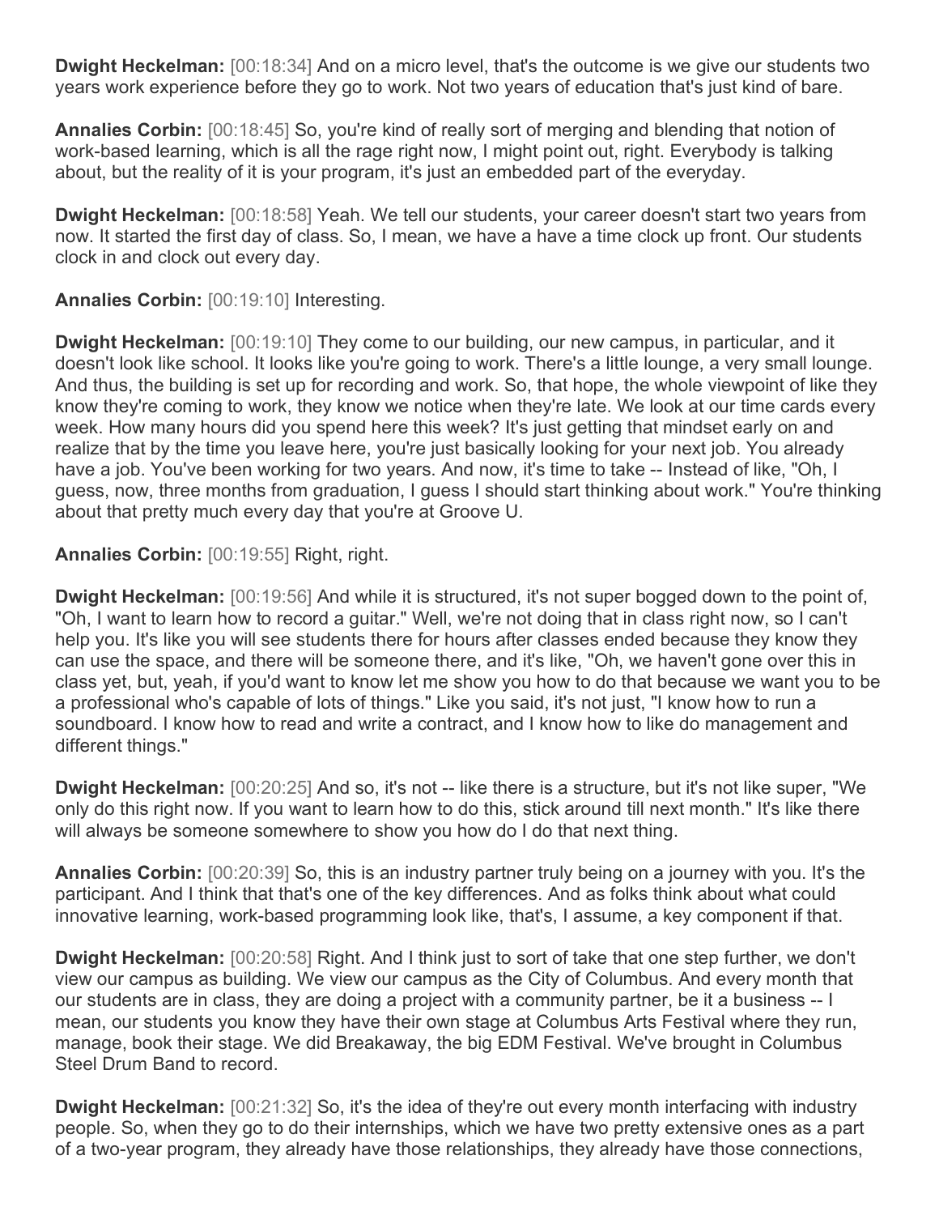**Dwight Heckelman:** [00:18:34] And on a micro level, that's the outcome is we give our students two years work experience before they go to work. Not two years of education that's just kind of bare.

**Annalies Corbin:** [00:18:45] So, you're kind of really sort of merging and blending that notion of work-based learning, which is all the rage right now, I might point out, right. Everybody is talking about, but the reality of it is your program, it's just an embedded part of the everyday.

**Dwight Heckelman:** [00:18:58] Yeah. We tell our students, your career doesn't start two years from now. It started the first day of class. So, I mean, we have a have a time clock up front. Our students clock in and clock out every day.

**Annalies Corbin:** [00:19:10] Interesting.

**Dwight Heckelman:** [00:19:10] They come to our building, our new campus, in particular, and it doesn't look like school. It looks like you're going to work. There's a little lounge, a very small lounge. And thus, the building is set up for recording and work. So, that hope, the whole viewpoint of like they know they're coming to work, they know we notice when they're late. We look at our time cards every week. How many hours did you spend here this week? It's just getting that mindset early on and realize that by the time you leave here, you're just basically looking for your next job. You already have a job. You've been working for two years. And now, it's time to take -- Instead of like, "Oh, I guess, now, three months from graduation, I guess I should start thinking about work." You're thinking about that pretty much every day that you're at Groove U.

**Annalies Corbin:** [00:19:55] Right, right.

**Dwight Heckelman:** [00:19:56] And while it is structured, it's not super bogged down to the point of, "Oh, I want to learn how to record a guitar." Well, we're not doing that in class right now, so I can't help you. It's like you will see students there for hours after classes ended because they know they can use the space, and there will be someone there, and it's like, "Oh, we haven't gone over this in class yet, but, yeah, if you'd want to know let me show you how to do that because we want you to be a professional who's capable of lots of things." Like you said, it's not just, "I know how to run a soundboard. I know how to read and write a contract, and I know how to like do management and different things."

**Dwight Heckelman:** [00:20:25] And so, it's not -- like there is a structure, but it's not like super, "We only do this right now. If you want to learn how to do this, stick around till next month." It's like there will always be someone somewhere to show you how do I do that next thing.

**Annalies Corbin:** [00:20:39] So, this is an industry partner truly being on a journey with you. It's the participant. And I think that that's one of the key differences. And as folks think about what could innovative learning, work-based programming look like, that's, I assume, a key component if that.

**Dwight Heckelman:** [00:20:58] Right. And I think just to sort of take that one step further, we don't view our campus as building. We view our campus as the City of Columbus. And every month that our students are in class, they are doing a project with a community partner, be it a business -- I mean, our students you know they have their own stage at Columbus Arts Festival where they run, manage, book their stage. We did Breakaway, the big EDM Festival. We've brought in Columbus Steel Drum Band to record.

**Dwight Heckelman:** [00:21:32] So, it's the idea of they're out every month interfacing with industry people. So, when they go to do their internships, which we have two pretty extensive ones as a part of a two-year program, they already have those relationships, they already have those connections,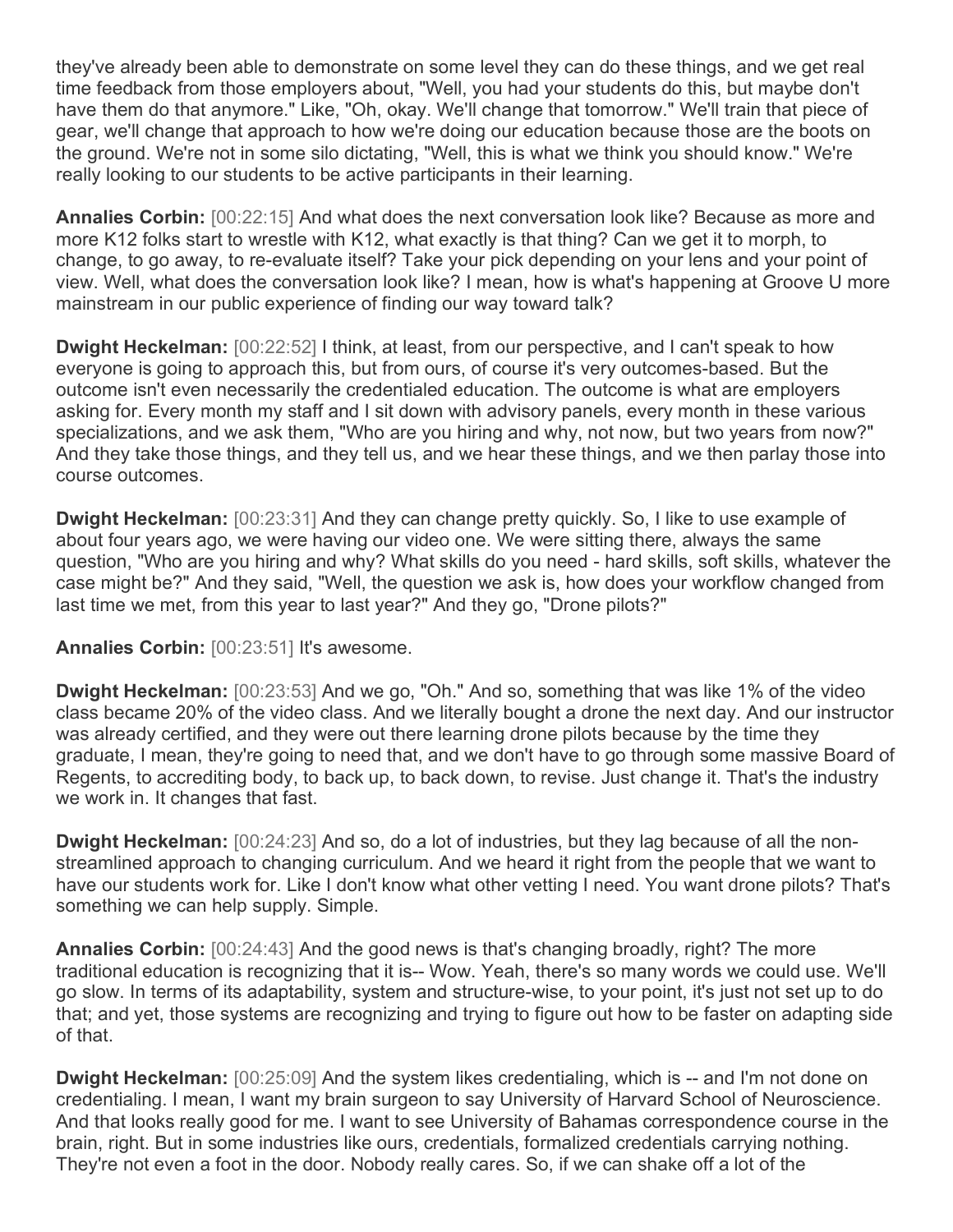they've already been able to demonstrate on some level they can do these things, and we get real time feedback from those employers about, "Well, you had your students do this, but maybe don't have them do that anymore." Like, "Oh, okay. We'll change that tomorrow." We'll train that piece of gear, we'll change that approach to how we're doing our education because those are the boots on the ground. We're not in some silo dictating, "Well, this is what we think you should know." We're really looking to our students to be active participants in their learning.

**Annalies Corbin:** [00:22:15] And what does the next conversation look like? Because as more and more K12 folks start to wrestle with K12, what exactly is that thing? Can we get it to morph, to change, to go away, to re-evaluate itself? Take your pick depending on your lens and your point of view. Well, what does the conversation look like? I mean, how is what's happening at Groove U more mainstream in our public experience of finding our way toward talk?

**Dwight Heckelman:** [00:22:52] I think, at least, from our perspective, and I can't speak to how everyone is going to approach this, but from ours, of course it's very outcomes-based. But the outcome isn't even necessarily the credentialed education. The outcome is what are employers asking for. Every month my staff and I sit down with advisory panels, every month in these various specializations, and we ask them, "Who are you hiring and why, not now, but two years from now?" And they take those things, and they tell us, and we hear these things, and we then parlay those into course outcomes.

**Dwight Heckelman:** [00:23:31] And they can change pretty quickly. So, I like to use example of about four years ago, we were having our video one. We were sitting there, always the same question, "Who are you hiring and why? What skills do you need - hard skills, soft skills, whatever the case might be?" And they said, "Well, the question we ask is, how does your workflow changed from last time we met, from this year to last year?" And they go, "Drone pilots?"

**Annalies Corbin:** [00:23:51] It's awesome.

**Dwight Heckelman:** [00:23:53] And we go, "Oh." And so, something that was like 1% of the video class became 20% of the video class. And we literally bought a drone the next day. And our instructor was already certified, and they were out there learning drone pilots because by the time they graduate, I mean, they're going to need that, and we don't have to go through some massive Board of Regents, to accrediting body, to back up, to back down, to revise. Just change it. That's the industry we work in. It changes that fast.

**Dwight Heckelman:** [00:24:23] And so, do a lot of industries, but they lag because of all the non-streamlined approach to changing curriculum. And we heard it right from the people that we want to have our students work for. Like I don't know what other vetting I need. You want drone pilots? That's something we can help supply. Simple.

**Annalies Corbin:** [00:24:43] And the good news is that's changing broadly, right? The more traditional education is recognizing that it is-- Wow. Yeah, there's so many words we could use. We'll go slow. In terms of its adaptability, system and structure-wise, to your point, it's just not set up to do that; and yet, those systems are recognizing and trying to figure out how to be faster on adapting side of that.

**Dwight Heckelman:** [00:25:09] And the system likes credentialing, which is -- and I'm not done on credentialing. I mean, I want my brain surgeon to say University of Harvard School of Neuroscience. And that looks really good for me. I want to see University of Bahamas correspondence course in the brain, right. But in some industries like ours, credentials, formalized credentials carrying nothing. They're not even a foot in the door. Nobody really cares. So, if we can shake off a lot of the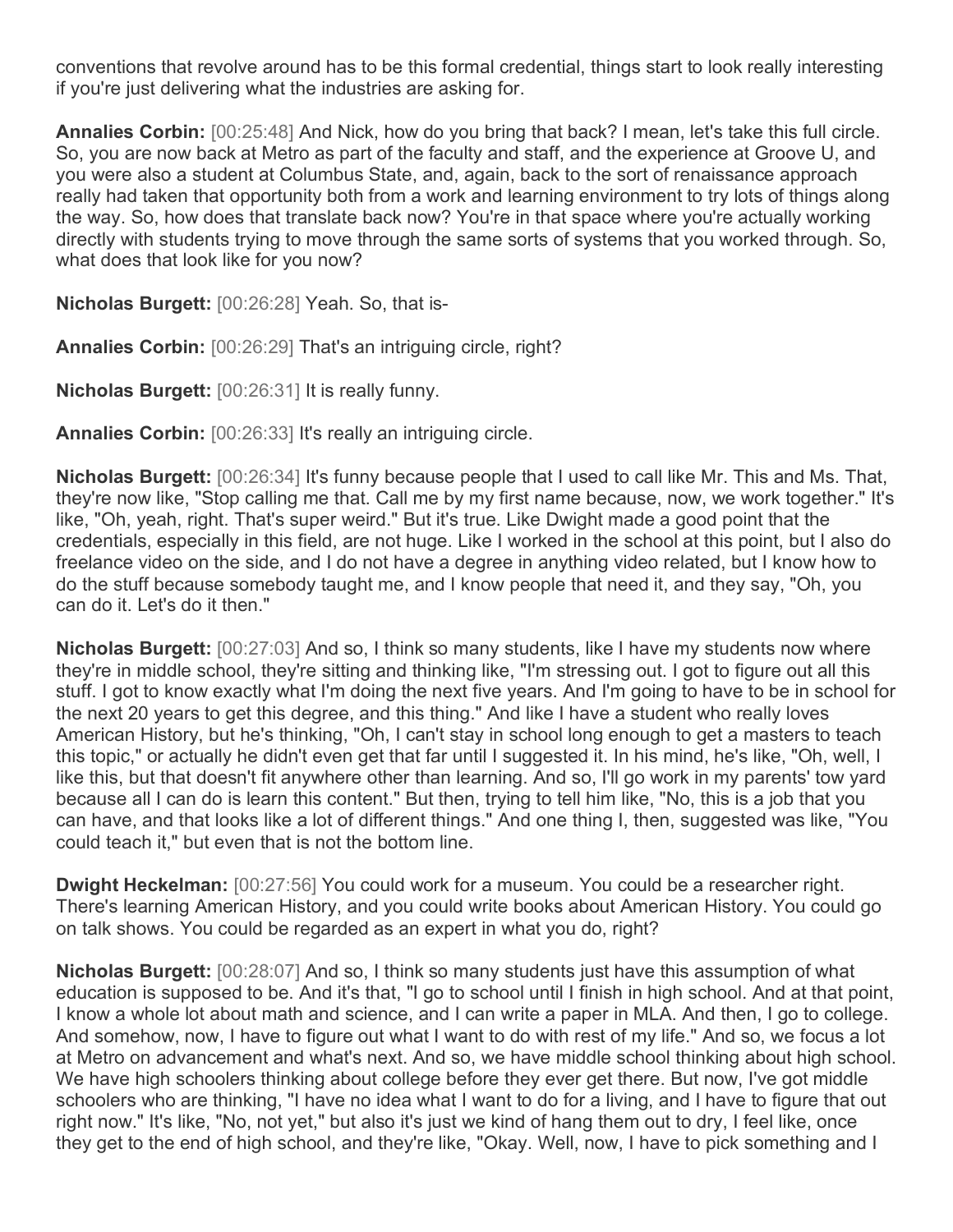conventions that revolve around has to be this formal credential, things start to look really interesting if you're just delivering what the industries are asking for.

**Annalies Corbin:** [00:25:48] And Nick, how do you bring that back? I mean, let's take this full circle. So, you are now back at Metro as part of the faculty and staff, and the experience at Groove U, and you were also a student at Columbus State, and, again, back to the sort of renaissance approach really had taken that opportunity both from a work and learning environment to try lots of things along the way. So, how does that translate back now? You're in that space where you're actually working directly with students trying to move through the same sorts of systems that you worked through. So, what does that look like for you now?

**Nicholas Burgett:** [00:26:28] Yeah. So, that is-

**Annalies Corbin:** [00:26:29] That's an intriguing circle, right?

**Nicholas Burgett:** [00:26:31] It is really funny.

**Annalies Corbin:** [00:26:33] It's really an intriguing circle.

**Nicholas Burgett:** [00:26:34] It's funny because people that I used to call like Mr. This and Ms. That, they're now like, "Stop calling me that. Call me by my first name because, now, we work together." It's like, "Oh, yeah, right. That's super weird." But it's true. Like Dwight made a good point that the credentials, especially in this field, are not huge. Like I worked in the school at this point, but I also do freelance video on the side, and I do not have a degree in anything video related, but I know how to do the stuff because somebody taught me, and I know people that need it, and they say, "Oh, you can do it. Let's do it then."

**Nicholas Burgett:** [00:27:03] And so, I think so many students, like I have my students now where they're in middle school, they're sitting and thinking like, "I'm stressing out. I got to figure out all this stuff. I got to know exactly what I'm doing the next five years. And I'm going to have to be in school for the next 20 years to get this degree, and this thing." And like I have a student who really loves American History, but he's thinking, "Oh, I can't stay in school long enough to get a masters to teach this topic," or actually he didn't even get that far until I suggested it. In his mind, he's like, "Oh, well, I like this, but that doesn't fit anywhere other than learning. And so, I'll go work in my parents' tow yard because all I can do is learn this content." But then, trying to tell him like, "No, this is a job that you can have, and that looks like a lot of different things." And one thing I, then, suggested was like, "You could teach it," but even that is not the bottom line.

**Dwight Heckelman:** [00:27:56] You could work for a museum. You could be a researcher right. There's learning American History, and you could write books about American History. You could go on talk shows. You could be regarded as an expert in what you do, right?

**Nicholas Burgett:** [00:28:07] And so, I think so many students just have this assumption of what education is supposed to be. And it's that, "I go to school until I finish in high school. And at that point, I know a whole lot about math and science, and I can write a paper in MLA. And then, I go to college. And somehow, now, I have to figure out what I want to do with rest of my life." And so, we focus a lot at Metro on advancement and what's next. And so, we have middle school thinking about high school. We have high schoolers thinking about college before they ever get there. But now, I've got middle schoolers who are thinking, "I have no idea what I want to do for a living, and I have to figure that out right now." It's like, "No, not yet," but also it's just we kind of hang them out to dry, I feel like, once they get to the end of high school, and they're like, "Okay. Well, now, I have to pick something and I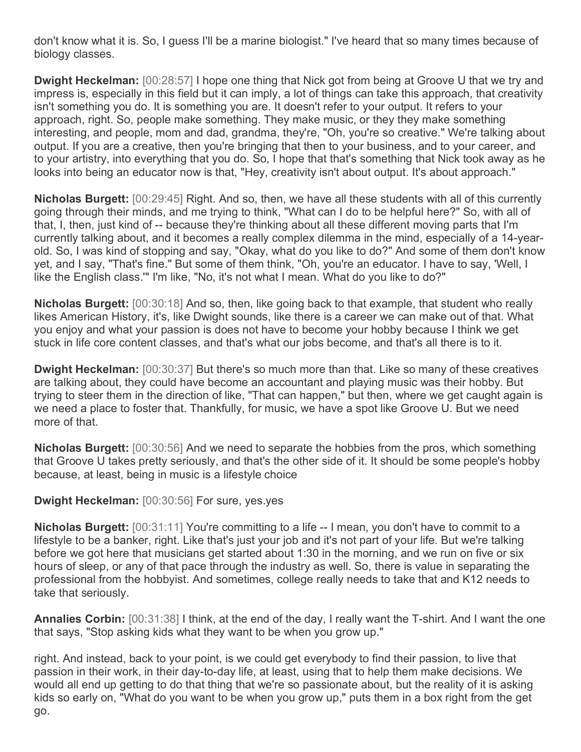don't know what it is. So, I guess I'll be a marine biologist." I've heard that so many times because of biology classes.

**Dwight Heckelman:** [00:28:57] I hope one thing that Nick got from being at Groove U that we try and impress is, especially in this field but it can imply, a lot of things can take this approach, that creativity isn't something you do. It is something you are. It doesn't refer to your output. It refers to your approach, right. So, people make something. They make music, or they they make something interesting, and people, mom and dad, grandma, they're, "Oh, you're so creative." We're talking about output. If you are a creative, then you're bringing that then to your business, and to your career, and to your artistry, into everything that you do. So, I hope that that's something that Nick took away as he looks into being an educator now is that, "Hey, creativity isn't about output. It's about approach."

**Nicholas Burgett:** [00:29:45] Right. And so, then, we have all these students with all of this currently going through their minds, and me trying to think, "What can I do to be helpful here?" So, with all of that, I, then, just kind of -- because they're thinking about all these different moving parts that I'm currently talking about, and it becomes a really complex dilemma in the mind, especially of a 14-year-old. So, I was kind of stopping and say, "Okay, what do you like to do?" And some of them don't know yet, and I say, "That's fine." But some of them think, "Oh, you're an educator. I have to say, 'Well, I like the English class.'" I'm like, "No, it's not what I mean. What do you like to do?"

**Nicholas Burgett:** [00:30:18] And so, then, like going back to that example, that student who really likes American History, it's, like Dwight sounds, like there is a career we can make out of that. What you enjoy and what your passion is does not have to become your hobby because I think we get stuck in life core content classes, and that's what our jobs become, and that's all there is to it.

**Dwight Heckelman:** [00:30:37] But there's so much more than that. Like so many of these creatives are talking about, they could have become an accountant and playing music was their hobby. But trying to steer them in the direction of like, "That can happen," but then, where we get caught again is we need a place to foster that. Thankfully, for music, we have a spot like Groove U. But we need more of that.

**Nicholas Burgett:** [00:30:56] And we need to separate the hobbies from the pros, which something that Groove U takes pretty seriously, and that's the other side of it. It should be some people's hobby because, at least, being in music is a lifestyle choice

**Dwight Heckelman:** [00:30:56] For sure, yes.yes

**Nicholas Burgett:** [00:31:11] You're committing to a life -- I mean, you don't have to commit to a lifestyle to be a banker, right. Like that's just your job and it's not part of your life. But we're talking before we got here that musicians get started about 1:30 in the morning, and we run on five or six hours of sleep, or any of that pace through the industry as well. So, there is value in separating the professional from the hobbyist. And sometimes, college really needs to take that and K12 needs to take that seriously.

**Annalies Corbin:** [00:31:38] I think, at the end of the day, I really want the T-shirt. And I want the one that says, "Stop asking kids what they want to be when you grow up."

right. And instead, back to your point, is we could get everybody to find their passion, to live that passion in their work, in their day-to-day life, at least, using that to help them make decisions. We would all end up getting to do that thing that we're so passionate about, but the reality of it is asking kids so early on, "What do you want to be when you grow up," puts them in a box right from the get go.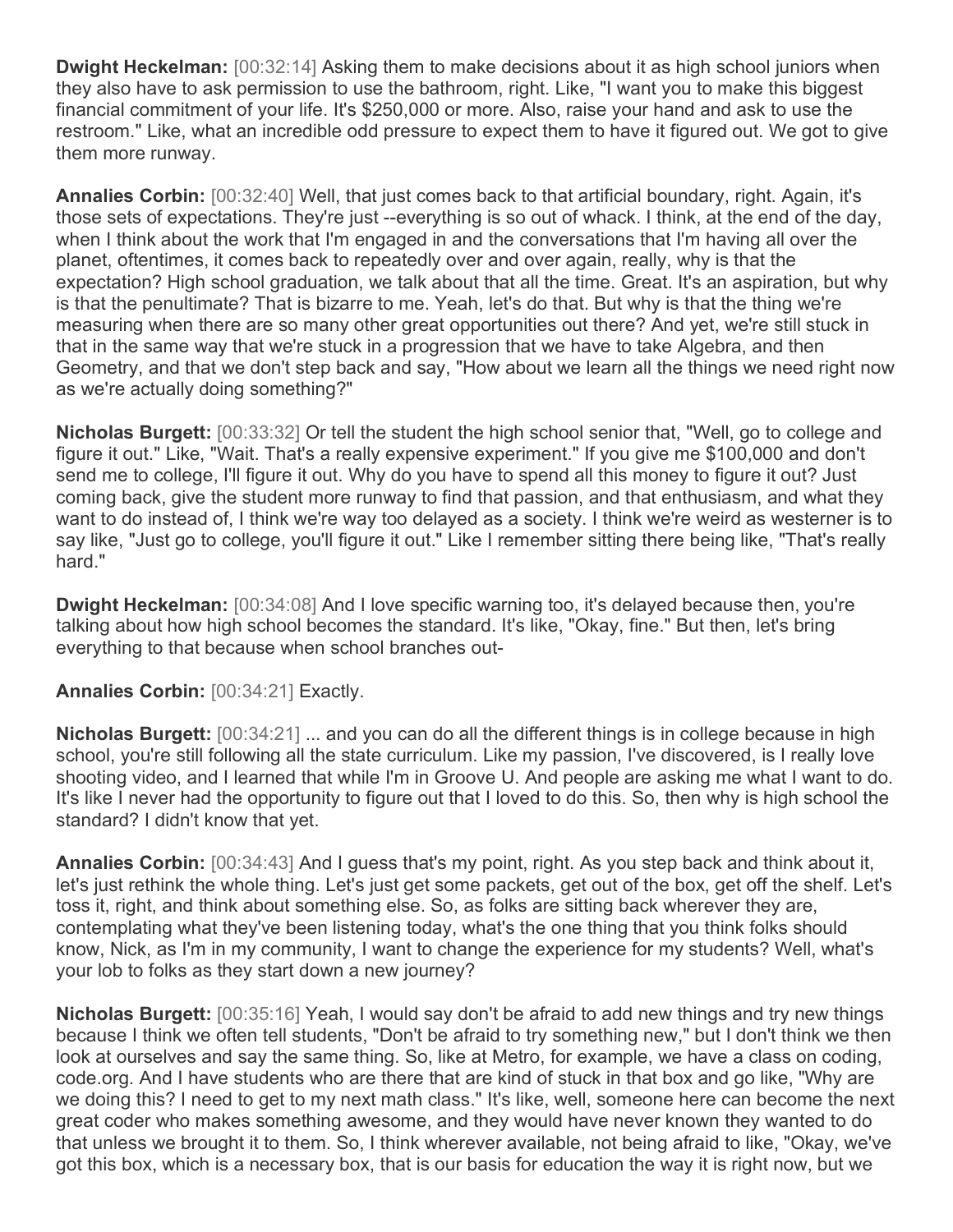**Dwight Heckelman:** [00:32:14] Asking them to make decisions about it as high school juniors when they also have to ask permission to use the bathroom, right. Like, "I want you to make this biggest financial commitment of your life. It's $250,000 or more. Also, raise your hand and ask to use the restroom." Like, what an incredible odd pressure to expect them to have it figured out. We got to give them more runway.

**Annalies Corbin:** [00:32:40] Well, that just comes back to that artificial boundary, right. Again, it's those sets of expectations. They're just --everything is so out of whack. I think, at the end of the day, when I think about the work that I'm engaged in and the conversations that I'm having all over the planet, oftentimes, it comes back to repeatedly over and over again, really, why is that the expectation? High school graduation, we talk about that all the time. Great. It's an aspiration, but why is that the penultimate? That is bizarre to me. Yeah, let's do that. But why is that the thing we're measuring when there are so many other great opportunities out there? And yet, we're still stuck in that in the same way that we're stuck in a progression that we have to take Algebra, and then Geometry, and that we don't step back and say, "How about we learn all the things we need right now as we're actually doing something?"

**Nicholas Burgett:** [00:33:32] Or tell the student the high school senior that, "Well, go to college and figure it out." Like, "Wait. That's a really expensive experiment." If you give me $100,000 and don't send me to college, I'll figure it out. Why do you have to spend all this money to figure it out? Just coming back, give the student more runway to find that passion, and that enthusiasm, and what they want to do instead of, I think we're way too delayed as a society. I think we're weird as westerner is to say like, "Just go to college, you'll figure it out." Like I remember sitting there being like, "That's really hard."

**Dwight Heckelman:** [00:34:08] And I love specific warning too, it's delayed because then, you're talking about how high school becomes the standard. It's like, "Okay, fine." But then, let's bring everything to that because when school branches out-

**Annalies Corbin:** [00:34:21] Exactly.

**Nicholas Burgett:** [00:34:21] ... and you can do all the different things is in college because in high school, you're still following all the state curriculum. Like my passion, I've discovered, is I really love shooting video, and I learned that while I'm in Groove U. And people are asking me what I want to do. It's like I never had the opportunity to figure out that I loved to do this. So, then why is high school the standard? I didn't know that yet.

**Annalies Corbin:** [00:34:43] And I guess that's my point, right. As you step back and think about it, let's just rethink the whole thing. Let's just get some packets, get out of the box, get off the shelf. Let's toss it, right, and think about something else. So, as folks are sitting back wherever they are, contemplating what they've been listening today, what's the one thing that you think folks should know, Nick, as I'm in my community, I want to change the experience for my students? Well, what's your lob to folks as they start down a new journey?

**Nicholas Burgett:** [00:35:16] Yeah, I would say don't be afraid to add new things and try new things because I think we often tell students, "Don't be afraid to try something new," but I don't think we then look at ourselves and say the same thing. So, like at Metro, for example, we have a class on coding, code.org. And I have students who are there that are kind of stuck in that box and go like, "Why are we doing this? I need to get to my next math class." It's like, well, someone here can become the next great coder who makes something awesome, and they would have never known they wanted to do that unless we brought it to them. So, I think wherever available, not being afraid to like, "Okay, we've got this box, which is a necessary box, that is our basis for education the way it is right now, but we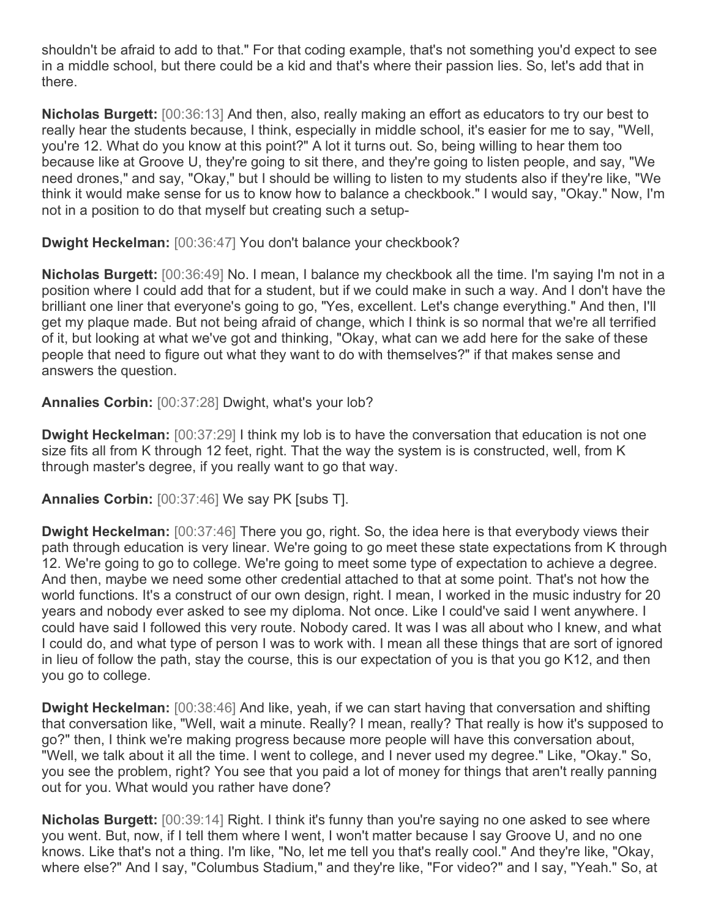shouldn't be afraid to add to that." For that coding example, that's not something you'd expect to see in a middle school, but there could be a kid and that's where their passion lies. So, let's add that in there.

**Nicholas Burgett:** [00:36:13] And then, also, really making an effort as educators to try our best to really hear the students because, I think, especially in middle school, it's easier for me to say, "Well, you're 12. What do you know at this point?" A lot it turns out. So, being willing to hear them too because like at Groove U, they're going to sit there, and they're going to listen people, and say, "We need drones," and say, "Okay," but I should be willing to listen to my students also if they're like, "We think it would make sense for us to know how to balance a checkbook." I would say, "Okay." Now, I'm not in a position to do that myself but creating such a setup-

**Dwight Heckelman:** [00:36:47] You don't balance your checkbook?

**Nicholas Burgett:** [00:36:49] No. I mean, I balance my checkbook all the time. I'm saying I'm not in a position where I could add that for a student, but if we could make in such a way. And I don't have the brilliant one liner that everyone's going to go, "Yes, excellent. Let's change everything." And then, I'll get my plaque made. But not being afraid of change, which I think is so normal that we're all terrified of it, but looking at what we've got and thinking, "Okay, what can we add here for the sake of these people that need to figure out what they want to do with themselves?" if that makes sense and answers the question.

**Annalies Corbin:** [00:37:28] Dwight, what's your lob?

**Dwight Heckelman:** [00:37:29] I think my lob is to have the conversation that education is not one size fits all from K through 12 feet, right. That the way the system is is constructed, well, from K through master's degree, if you really want to go that way.

**Annalies Corbin:** [00:37:46] We say PK [subs T].

**Dwight Heckelman:** [00:37:46] There you go, right. So, the idea here is that everybody views their path through education is very linear. We're going to go meet these state expectations from K through 12. We're going to go to college. We're going to meet some type of expectation to achieve a degree. And then, maybe we need some other credential attached to that at some point. That's not how the world functions. It's a construct of our own design, right. I mean, I worked in the music industry for 20 years and nobody ever asked to see my diploma. Not once. Like I could've said I went anywhere. I could have said I followed this very route. Nobody cared. It was I was all about who I knew, and what I could do, and what type of person I was to work with. I mean all these things that are sort of ignored in lieu of follow the path, stay the course, this is our expectation of you is that you go K12, and then you go to college.

**Dwight Heckelman:** [00:38:46] And like, yeah, if we can start having that conversation and shifting that conversation like, "Well, wait a minute. Really? I mean, really? That really is how it's supposed to go?" then, I think we're making progress because more people will have this conversation about, "Well, we talk about it all the time. I went to college, and I never used my degree." Like, "Okay." So, you see the problem, right? You see that you paid a lot of money for things that aren't really panning out for you. What would you rather have done?

**Nicholas Burgett:** [00:39:14] Right. I think it's funny than you're saying no one asked to see where you went. But, now, if I tell them where I went, I won't matter because I say Groove U, and no one knows. Like that's not a thing. I'm like, "No, let me tell you that's really cool." And they're like, "Okay, where else?" And I say, "Columbus Stadium," and they're like, "For video?" and I say, "Yeah." So, at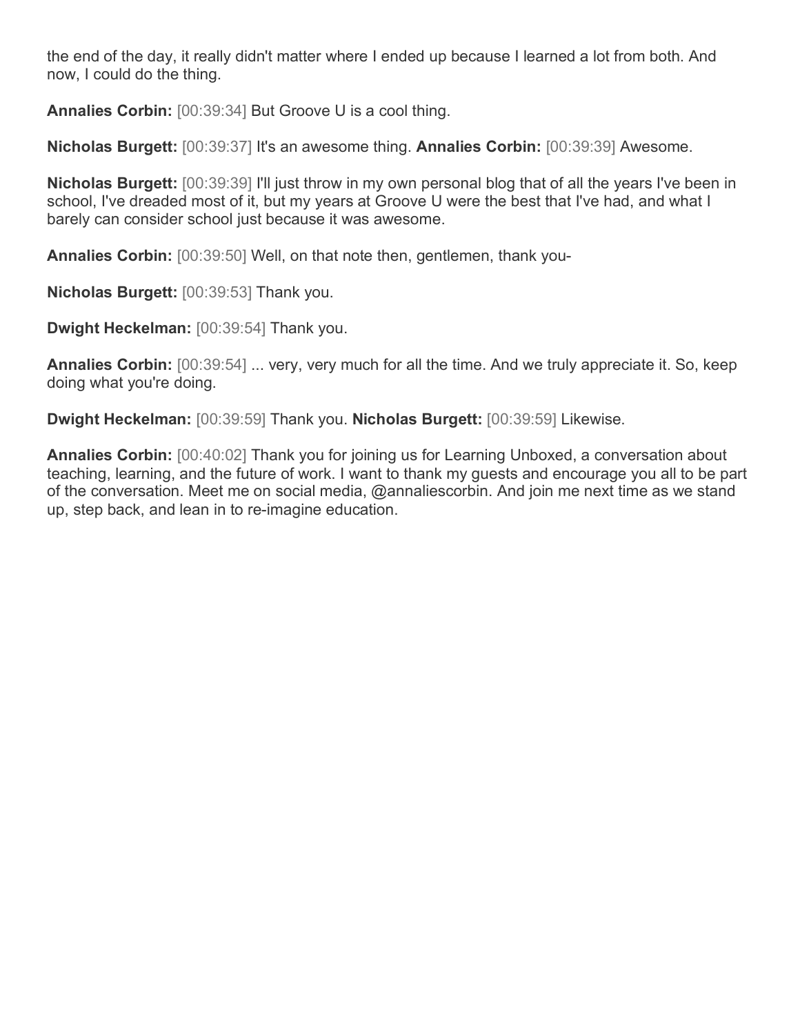the end of the day, it really didn't matter where I ended up because I learned a lot from both. And now, I could do the thing.

**Annalies Corbin:** [00:39:34] But Groove U is a cool thing.

**Nicholas Burgett:** [00:39:37] It's an awesome thing. **Annalies Corbin:** [00:39:39] Awesome.

**Nicholas Burgett:** [00:39:39] I'll just throw in my own personal blog that of all the years I've been in school, I've dreaded most of it, but my years at Groove U were the best that I've had, and what I barely can consider school just because it was awesome.

**Annalies Corbin:** [00:39:50] Well, on that note then, gentlemen, thank you-

**Nicholas Burgett:** [00:39:53] Thank you.

**Dwight Heckelman:** [00:39:54] Thank you.

**Annalies Corbin:** [00:39:54] ... very, very much for all the time. And we truly appreciate it. So, keep doing what you're doing.

**Dwight Heckelman:** [00:39:59] Thank you. **Nicholas Burgett:** [00:39:59] Likewise.

**Annalies Corbin:** [00:40:02] Thank you for joining us for Learning Unboxed, a conversation about teaching, learning, and the future of work. I want to thank my guests and encourage you all to be part of the conversation. Meet me on social media, @annaliescorbin. And join me next time as we stand up, step back, and lean in to re-imagine education.